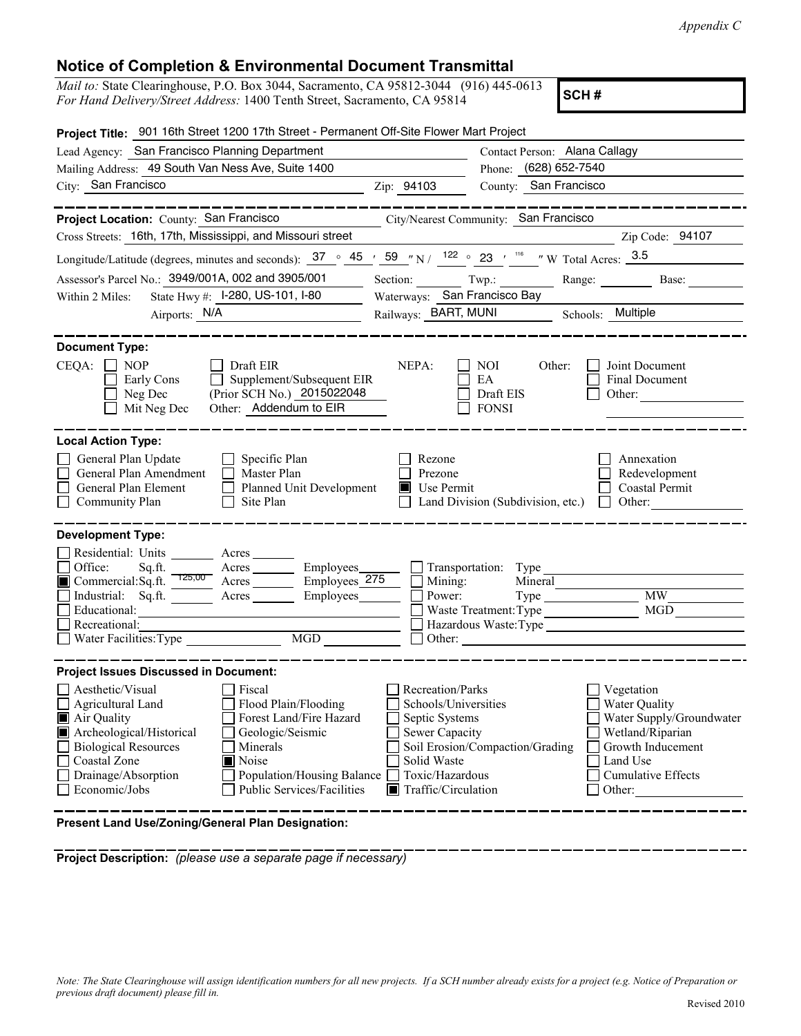*Appendix C*

# Notice of Completion & Environmental Document Transmittal

*Mail to:* State Clearinghouse, P.O. Box 3044, Sacramento, CA 95812-3044 (916) 445-0613
*For Hand Delivery/Street Address:* 1400 Tenth Street, Sacramento, CA 95814

**SCH #**

**Project Title:** 901 16th Street 1200 17th Street - Permanent Off-Site Flower Mart Project

Lead Agency: San Francisco Planning Department
Contact Person: Alana Callagy
Mailing Address: 49 South Van Ness Ave, Suite 1400
Phone: (628) 652-7540
City: San Francisco
Zip: 94103
County: San Francisco

---

**Project Location:** County: San Francisco
City/Nearest Community: San Francisco
Cross Streets: 16th, 17th, Mississippi, and Missouri street
Zip Code: 94107
Longitude/Latitude (degrees, minutes and seconds): 37 ° 45 ′ 59 ″ N / 122 ° 23 ′ 116 ″ W Total Acres: 3.5
Assessor's Parcel No.: 3949/001A, 002 and 3905/001
Section: ___ Twp.: ___ Range: ___ Base: ___
Within 2 Miles: State Hwy #: I-280, US-101, I-80
Waterways: San Francisco Bay
Airports: N/A
Railways: BART, MUNI
Schools: Multiple

---

**Document Type:**

CEQA:
- ☐ NOP
- ☐ Early Cons
- ☐ Neg Dec
- ☐ Mit Neg Dec
- ☐ Draft EIR
- ☐ Supplement/Subsequent EIR
- (Prior SCH No.) 2015022048
- Other: Addendum to EIR

NEPA:
- ☐ NOI
- ☐ EA
- ☐ Draft EIS
- ☐ FONSI

Other:
- ☐ Joint Document
- ☐ Final Document
- ☐ Other:

---

**Local Action Type:**

- ☐ General Plan Update
- ☐ General Plan Amendment
- ☐ General Plan Element
- ☐ Community Plan
- ☐ Specific Plan
- ☐ Master Plan
- ☐ Planned Unit Development
- ☐ Site Plan
- ☐ Rezone
- ☐ Prezone
- ■ Use Permit
- ☐ Land Division (Subdivision, etc.)
- ☐ Annexation
- ☐ Redevelopment
- ☐ Coastal Permit
- ☐ Other:

---

**Development Type:**

- ☐ Residential: Units ___ Acres ___
- ☐ Office: Sq.ft. ___ Acres ___ Employees ___
- ■ Commercial: Sq.ft. 125,00 Acres ___ Employees 275
- ☐ Industrial: Sq.ft. ___ Acres ___ Employees ___
- ☐ Educational:
- ☐ Recreational:
- ☐ Water Facilities: Type ___ MGD ___
- ☐ Transportation: Type
- ☐ Mining: Mineral
- ☐ Power: Type ___ MW
- ☐ Waste Treatment: Type ___ MGD
- ☐ Hazardous Waste: Type
- ☐ Other:

---

**Project Issues Discussed in Document:**

- ☐ Aesthetic/Visual
- ☐ Agricultural Land
- ■ Air Quality
- ■ Archeological/Historical
- ☐ Biological Resources
- ☐ Coastal Zone
- ☐ Drainage/Absorption
- ☐ Economic/Jobs
- ☐ Fiscal
- ☐ Flood Plain/Flooding
- ☐ Forest Land/Fire Hazard
- ☐ Geologic/Seismic
- ☐ Minerals
- ■ Noise
- ☐ Population/Housing Balance
- ☐ Public Services/Facilities
- ☐ Recreation/Parks
- ☐ Schools/Universities
- ☐ Septic Systems
- ☐ Sewer Capacity
- ☐ Soil Erosion/Compaction/Grading
- ☐ Solid Waste
- ☐ Toxic/Hazardous
- ■ Traffic/Circulation
- ☐ Vegetation
- ☐ Water Quality
- ☐ Water Supply/Groundwater
- ☐ Wetland/Riparian
- ☐ Growth Inducement
- ☐ Land Use
- ☐ Cumulative Effects
- ☐ Other:

---

**Present Land Use/Zoning/General Plan Designation:**

---

**Project Description:** *(please use a separate page if necessary)*

*Note: The State Clearinghouse will assign identification numbers for all new projects. If a SCH number already exists for a project (e.g. Notice of Preparation or previous draft document) please fill in.*

Revised 2010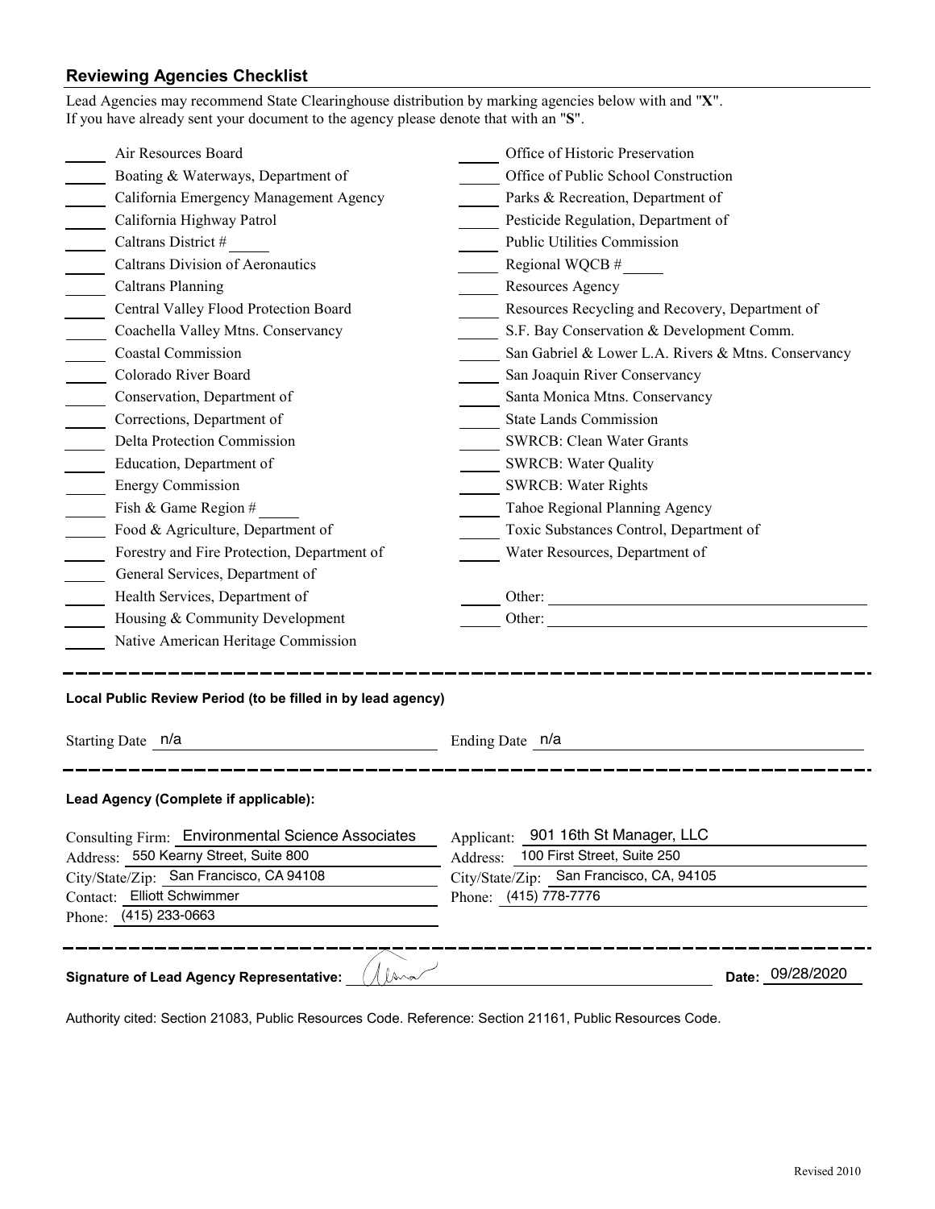## Reviewing Agencies Checklist

Lead Agencies may recommend State Clearinghouse distribution by marking agencies below with and "**X**".
If you have already sent your document to the agency please denote that with an "**S**".

\_\_\_\_\_ Air Resources Board
\_\_\_\_\_ Boating & Waterways, Department of
\_\_\_\_\_ California Emergency Management Agency
\_\_\_\_\_ California Highway Patrol
\_\_\_\_\_ Caltrans District # \_\_\_\_\_
\_\_\_\_\_ Caltrans Division of Aeronautics
\_\_\_\_\_ Caltrans Planning
\_\_\_\_\_ Central Valley Flood Protection Board
\_\_\_\_\_ Coachella Valley Mtns. Conservancy
\_\_\_\_\_ Coastal Commission
\_\_\_\_\_ Colorado River Board
\_\_\_\_\_ Conservation, Department of
\_\_\_\_\_ Corrections, Department of
\_\_\_\_\_ Delta Protection Commission
\_\_\_\_\_ Education, Department of
\_\_\_\_\_ Energy Commission
\_\_\_\_\_ Fish & Game Region # \_\_\_\_\_
\_\_\_\_\_ Food & Agriculture, Department of
\_\_\_\_\_ Forestry and Fire Protection, Department of
\_\_\_\_\_ General Services, Department of
\_\_\_\_\_ Health Services, Department of
\_\_\_\_\_ Housing & Community Development
\_\_\_\_\_ Native American Heritage Commission
\_\_\_\_\_ Office of Historic Preservation
\_\_\_\_\_ Office of Public School Construction
\_\_\_\_\_ Parks & Recreation, Department of
\_\_\_\_\_ Pesticide Regulation, Department of
\_\_\_\_\_ Public Utilities Commission
\_\_\_\_\_ Regional WQCB # \_\_\_\_\_
\_\_\_\_\_ Resources Agency
\_\_\_\_\_ Resources Recycling and Recovery, Department of
\_\_\_\_\_ S.F. Bay Conservation & Development Comm.
\_\_\_\_\_ San Gabriel & Lower L.A. Rivers & Mtns. Conservancy
\_\_\_\_\_ San Joaquin River Conservancy
\_\_\_\_\_ Santa Monica Mtns. Conservancy
\_\_\_\_\_ State Lands Commission
\_\_\_\_\_ SWRCB: Clean Water Grants
\_\_\_\_\_ SWRCB: Water Quality
\_\_\_\_\_ SWRCB: Water Rights
\_\_\_\_\_ Tahoe Regional Planning Agency
\_\_\_\_\_ Toxic Substances Control, Department of
\_\_\_\_\_ Water Resources, Department of
\_\_\_\_\_ Other: \_\_\_\_\_\_\_\_\_\_\_\_\_\_\_\_\_\_\_\_
\_\_\_\_\_ Other: \_\_\_\_\_\_\_\_\_\_\_\_\_\_\_\_\_\_\_\_

---

**Local Public Review Period (to be filled in by lead agency)**

Starting Date n/a

Ending Date n/a

---

**Lead Agency (Complete if applicable):**

Consulting Firm: Environmental Science Associates
Address: 550 Kearny Street, Suite 800
City/State/Zip: San Francisco, CA 94108
Contact: Elliott Schwimmer
Phone: (415) 233-0663

Applicant: 901 16th St Manager, LLC
Address: 100 First Street, Suite 250
City/State/Zip: San Francisco, CA, 94105
Phone: (415) 778-7776

---

**Signature of Lead Agency Representative:** [signature]

**Date:** 09/28/2020

Authority cited: Section 21083, Public Resources Code. Reference: Section 21161, Public Resources Code.

Revised 2010